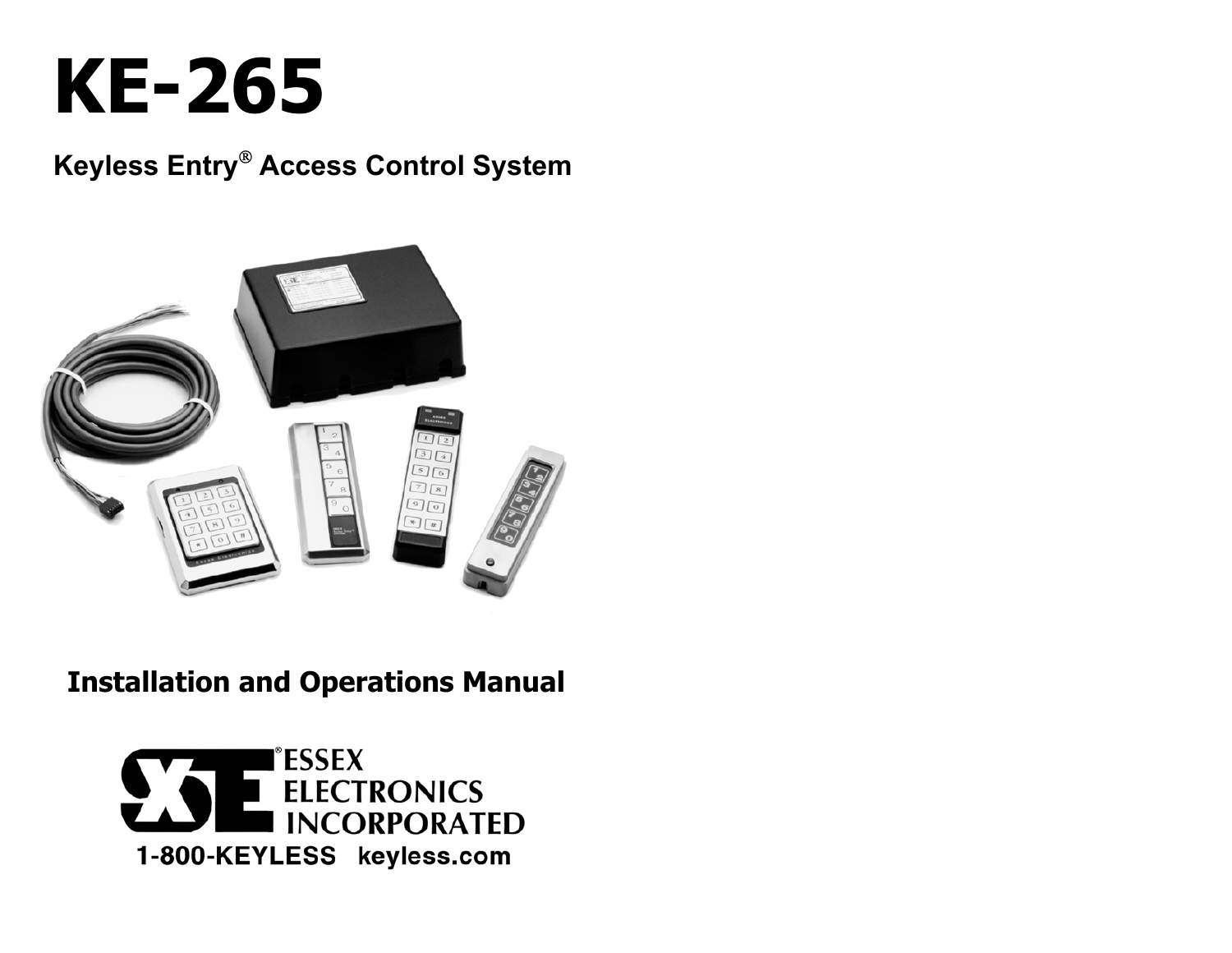# KE-265

## Keyless Entry® Access Control System

**Installation and Operations Manual**

ESSEX ELECTRONICS INCORPORATED

1-800-KEYLESS keyless.com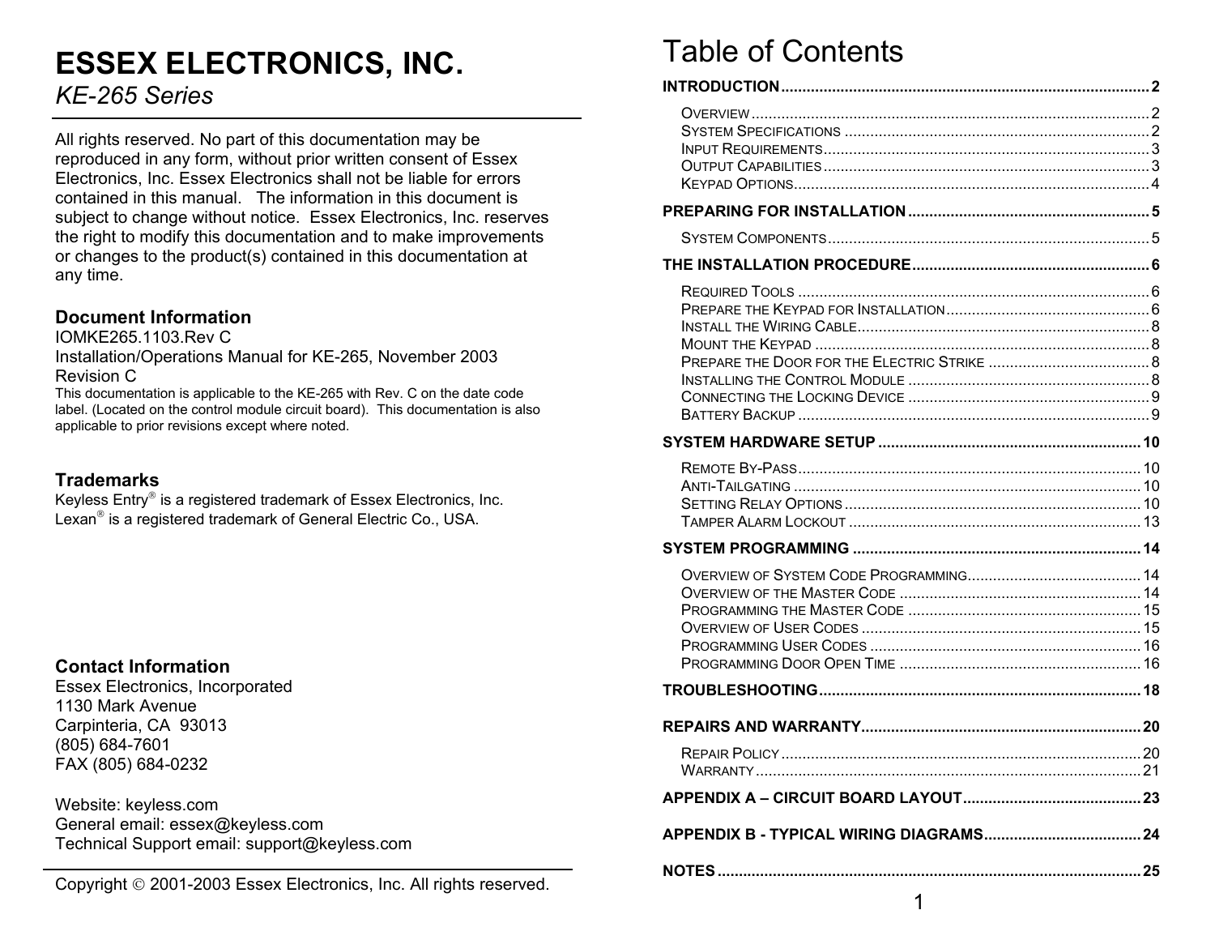# ESSEX ELECTRONICS, INC.

*KE-265 Series*

All rights reserved. No part of this documentation may be reproduced in any form, without prior written consent of Essex Electronics, Inc. Essex Electronics shall not be liable for errors contained in this manual. The information in this document is subject to change without notice. Essex Electronics, Inc. reserves the right to modify this documentation and to make improvements or changes to the product(s) contained in this documentation at any time.

## Document Information

IOMKE265.1103.Rev C
Installation/Operations Manual for KE-265, November 2003
Revision C
This documentation is applicable to the KE-265 with Rev. C on the date code label. (Located on the control module circuit board). This documentation is also applicable to prior revisions except where noted.

## Trademarks

Keyless Entry® is a registered trademark of Essex Electronics, Inc.
Lexan® is a registered trademark of General Electric Co., USA.

## Contact Information

Essex Electronics, Incorporated
1130 Mark Avenue
Carpinteria, CA 93013
(805) 684-7601
FAX (805) 684-0232

Website: keyless.com
General email: essex@keyless.com
Technical Support email: support@keyless.com

Copyright © 2001-2003 Essex Electronics, Inc. All rights reserved.

# Table of Contents

**INTRODUCTION** ..... 2
- Overview ..... 2
- System Specifications ..... 2
- Input Requirements ..... 3
- Output Capabilities ..... 3
- Keypad Options ..... 4

**PREPARING FOR INSTALLATION** ..... 5
- System Components ..... 5

**THE INSTALLATION PROCEDURE** ..... 6
- Required Tools ..... 6
- Prepare the Keypad for Installation ..... 6
- Install the Wiring Cable ..... 8
- Mount the Keypad ..... 8
- Prepare the Door for the Electric Strike ..... 8
- Installing the Control Module ..... 8
- Connecting the Locking Device ..... 9
- Battery Backup ..... 9

**SYSTEM HARDWARE SETUP** ..... 10
- Remote By-Pass ..... 10
- Anti-Tailgating ..... 10
- Setting Relay Options ..... 10
- Tamper Alarm Lockout ..... 13

**SYSTEM PROGRAMMING** ..... 14
- Overview of System Code Programming ..... 14
- Overview of the Master Code ..... 14
- Programming the Master Code ..... 15
- Overview of User Codes ..... 15
- Programming User Codes ..... 16
- Programming Door Open Time ..... 16

**TROUBLESHOOTING** ..... 18

**REPAIRS AND WARRANTY** ..... 20
- Repair Policy ..... 20
- Warranty ..... 21

**APPENDIX A – CIRCUIT BOARD LAYOUT** ..... 23

**APPENDIX B - TYPICAL WIRING DIAGRAMS** ..... 24

**NOTES** ..... 25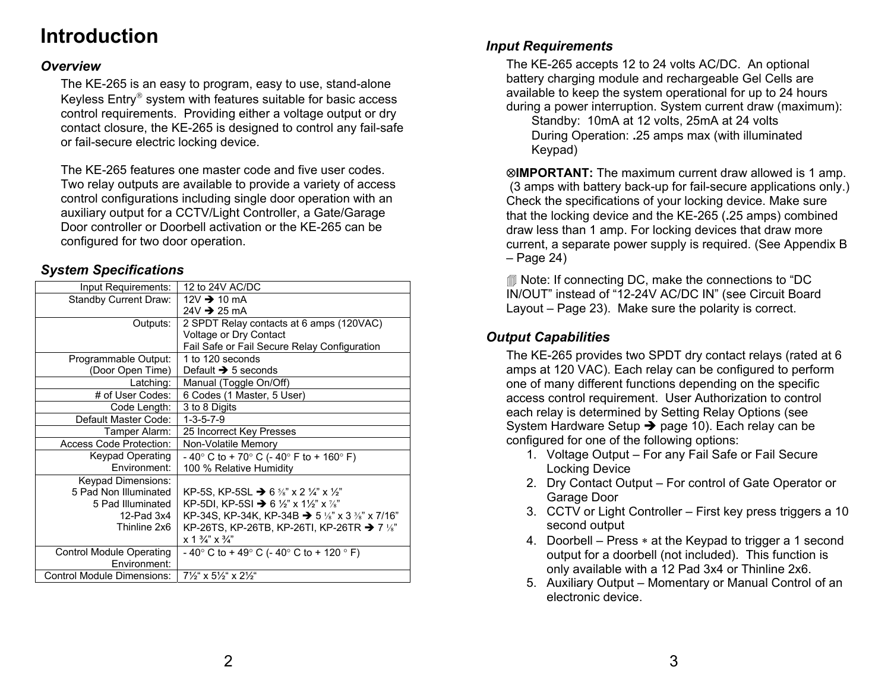# Introduction

### Overview

The KE-265 is an easy to program, easy to use, stand-alone Keyless Entry® system with features suitable for basic access control requirements. Providing either a voltage output or dry contact closure, the KE-265 is designed to control any fail-safe or fail-secure electric locking device.

The KE-265 features one master code and five user codes. Two relay outputs are available to provide a variety of access control configurations including single door operation with an auxiliary output for a CCTV/Light Controller, a Gate/Garage Door controller or Doorbell activation or the KE-265 can be configured for two door operation.

### System Specifications

| | |
|---|---|
| Input Requirements: | 12 to 24V AC/DC |
| Standby Current Draw: | 12V ➔ 10 mA<br>24V ➔ 25 mA |
| Outputs: | 2 SPDT Relay contacts at 6 amps (120VAC)<br>Voltage or Dry Contact<br>Fail Safe or Fail Secure Relay Configuration |
| Programmable Output:<br>(Door Open Time) | 1 to 120 seconds<br>Default ➔ 5 seconds |
| Latching: | Manual (Toggle On/Off) |
| # of User Codes: | 6 Codes (1 Master, 5 User) |
| Code Length: | 3 to 8 Digits |
| Default Master Code: | 1-3-5-7-9 |
| Tamper Alarm: | 25 Incorrect Key Presses |
| Access Code Protection: | Non-Volatile Memory |
| Keypad Operating Environment: | - 40° C to + 70° C (- 40° F to + 160° F)<br>100 % Relative Humidity |
| Keypad Dimensions:<br>5 Pad Non Illuminated<br>5 Pad Illuminated<br>12-Pad 3x4<br>Thinline 2x6 | <br>KP-5S, KP-5SL ➔ 6 ⅝" x 2 ¼" x ½"<br>KP-5DI, KP-5SI ➔ 6 ½" x 1½" x ⅞"<br>KP-34S, KP-34K, KP-34B ➔ 5 ⅛" x 3 ⅜" x 7/16"<br>KP-26TS, KP-26TB, KP-26TI, KP-26TR ➔ 7 ⅛" x 1 ¾" x ¾" |
| Control Module Operating Environment: | - 40° C to + 49° C (- 40° C to + 120 ° F) |
| Control Module Dimensions: | 7½" x 5½" x 2½" |

### Input Requirements

The KE-265 accepts 12 to 24 volts AC/DC. An optional battery charging module and rechargeable Gel Cells are available to keep the system operational for up to 24 hours during a power interruption. System current draw (maximum):

Standby: 10mA at 12 volts, 25mA at 24 volts

During Operation: .25 amps max (with illuminated Keypad)

⊗**IMPORTANT:** The maximum current draw allowed is 1 amp. (3 amps with battery back-up for fail-secure applications only.) Check the specifications of your locking device. Make sure that the locking device and the KE-265 (.25 amps) combined draw less than 1 amp. For locking devices that draw more current, a separate power supply is required. (See Appendix B – Page 24)

Note: If connecting DC, make the connections to "DC IN/OUT" instead of "12-24V AC/DC IN" (see Circuit Board Layout – Page 23). Make sure the polarity is correct.

### Output Capabilities

The KE-265 provides two SPDT dry contact relays (rated at 6 amps at 120 VAC). Each relay can be configured to perform one of many different functions depending on the specific access control requirement. User Authorization to control each relay is determined by Setting Relay Options (see System Hardware Setup ➔ page 10). Each relay can be configured for one of the following options:

1. Voltage Output – For any Fail Safe or Fail Secure Locking Device
2. Dry Contact Output – For control of Gate Operator or Garage Door
3. CCTV or Light Controller – First key press triggers a 10 second output
4. Doorbell – Press * at the Keypad to trigger a 1 second output for a doorbell (not included). This function is only available with a 12 Pad 3x4 or Thinline 2x6.
5. Auxiliary Output – Momentary or Manual Control of an electronic device.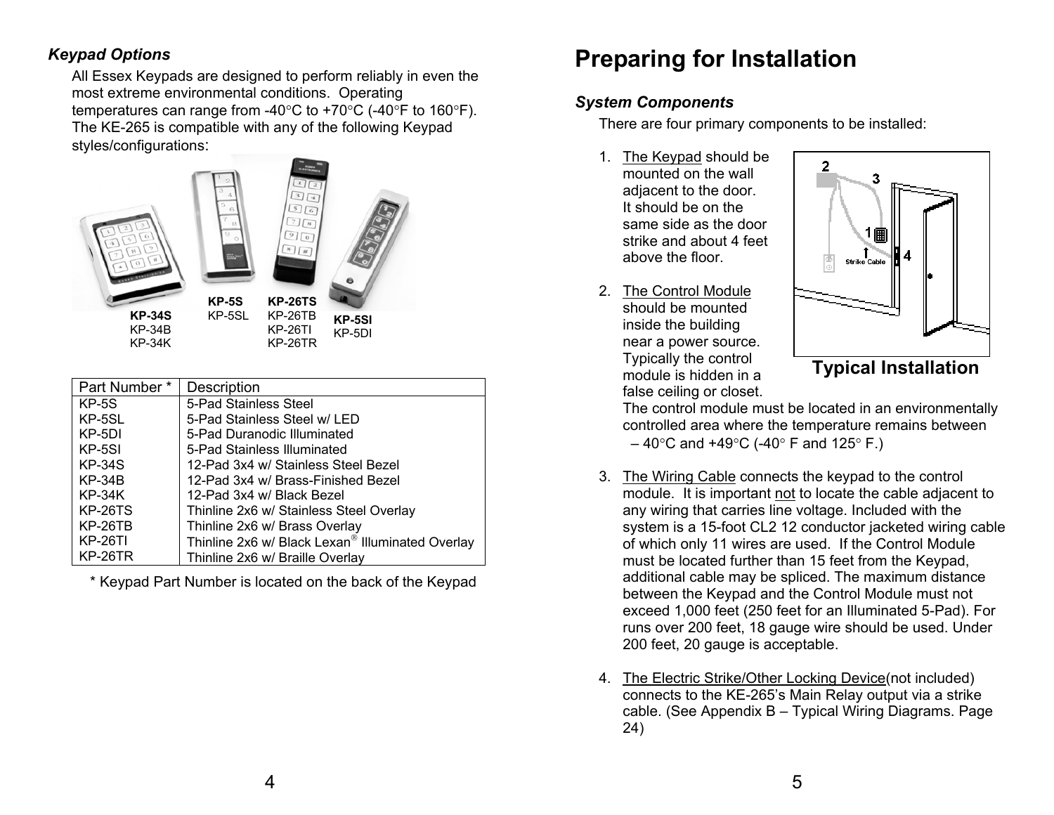### *Keypad Options*

All Essex Keypads are designed to perform reliably in even the most extreme environmental conditions. Operating temperatures can range from -40°C to +70°C (-40°F to 160°F). The KE-265 is compatible with any of the following Keypad styles/configurations:

**KP-34S**
KP-34B
KP-34K

**KP-5S**
KP-5SL

**KP-26TS**
KP-26TB
KP-26TI
KP-26TR

**KP-5SI**
KP-5DI

| Part Number * | Description |
|---|---|
| KP-5S | 5-Pad Stainless Steel |
| KP-5SL | 5-Pad Stainless Steel w/ LED |
| KP-5DI | 5-Pad Duranodic Illuminated |
| KP-5SI | 5-Pad Stainless Illuminated |
| KP-34S | 12-Pad 3x4 w/ Stainless Steel Bezel |
| KP-34B | 12-Pad 3x4 w/ Brass-Finished Bezel |
| KP-34K | 12-Pad 3x4 w/ Black Bezel |
| KP-26TS | Thinline 2x6 w/ Stainless Steel Overlay |
| KP-26TB | Thinline 2x6 w/ Brass Overlay |
| KP-26TI | Thinline 2x6 w/ Black Lexan® Illuminated Overlay |
| KP-26TR | Thinline 2x6 w/ Braille Overlay |

\* Keypad Part Number is located on the back of the Keypad

# Preparing for Installation

### *System Components*

There are four primary components to be installed:

1. The Keypad should be mounted on the wall adjacent to the door. It should be on the same side as the door strike and about 4 feet above the floor.

2. The Control Module should be mounted inside the building near a power source. Typically the control module is hidden in a false ceiling or closet. The control module must be located in an environmentally controlled area where the temperature remains between – 40°C and +49°C (-40° F and 125° F.)

3. The Wiring Cable connects the keypad to the control module. It is important not to locate the cable adjacent to any wiring that carries line voltage. Included with the system is a 15-foot CL2 12 conductor jacketed wiring cable of which only 11 wires are used. If the Control Module must be located further than 15 feet from the Keypad, additional cable may be spliced. The maximum distance between the Keypad and the Control Module must not exceed 1,000 feet (250 feet for an Illuminated 5-Pad). For runs over 200 feet, 18 gauge wire should be used. Under 200 feet, 20 gauge is acceptable.

4. The Electric Strike/Other Locking Device(not included) connects to the KE-265's Main Relay output via a strike cable. (See Appendix B – Typical Wiring Diagrams. Page 24)

**Typical Installation**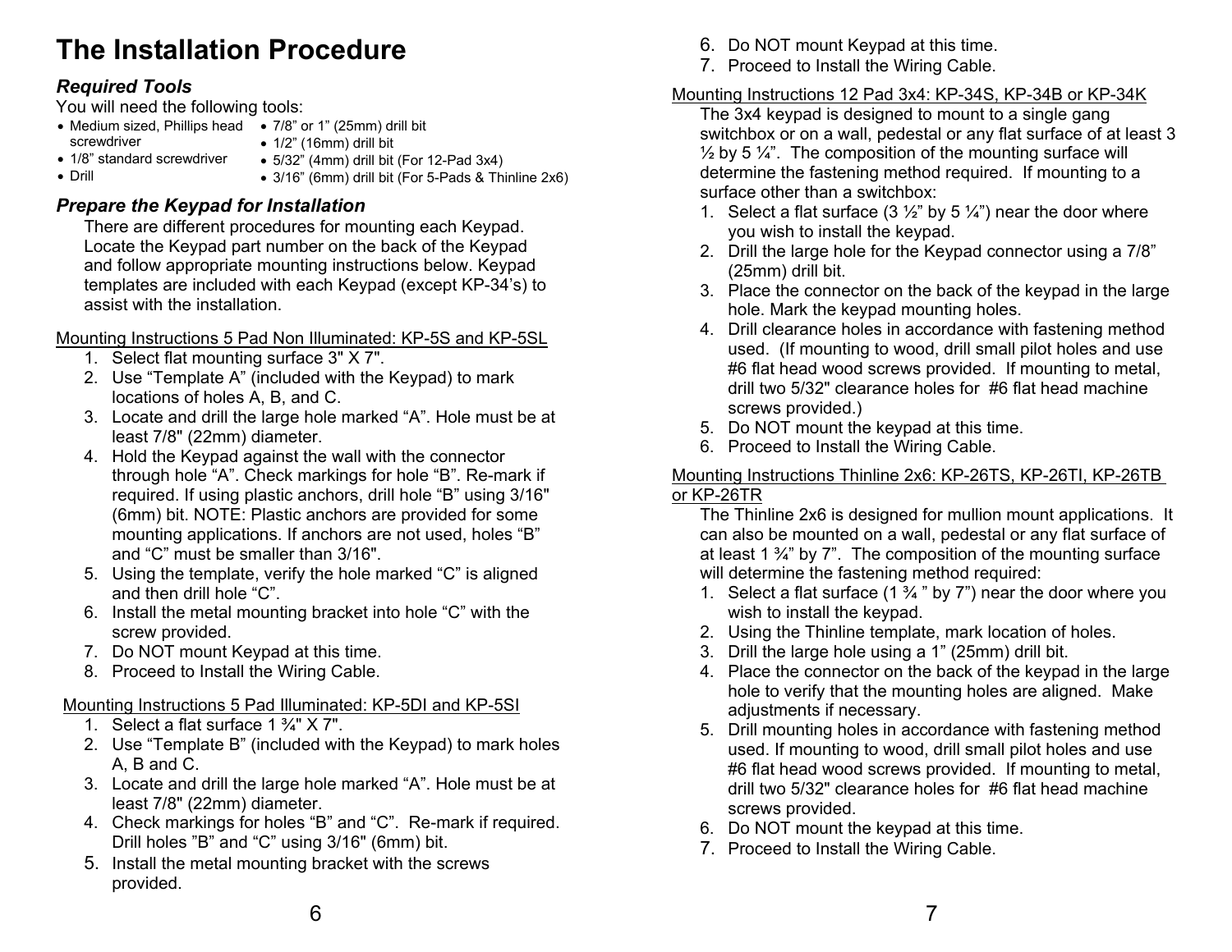# The Installation Procedure

## *Required Tools*

You will need the following tools:

- Medium sized, Phillips head screwdriver
- 1/8" standard screwdriver
- Drill
- 7/8" or 1" (25mm) drill bit
- 1/2" (16mm) drill bit
- 5/32" (4mm) drill bit (For 12-Pad 3x4)
- 3/16" (6mm) drill bit (For 5-Pads & Thinline 2x6)

## *Prepare the Keypad for Installation*

There are different procedures for mounting each Keypad. Locate the Keypad part number on the back of the Keypad and follow appropriate mounting instructions below. Keypad templates are included with each Keypad (except KP-34's) to assist with the installation.

Mounting Instructions 5 Pad Non Illuminated: KP-5S and KP-5SL

1. Select flat mounting surface 3" X 7".
2. Use "Template A" (included with the Keypad) to mark locations of holes A, B, and C.
3. Locate and drill the large hole marked "A". Hole must be at least 7/8" (22mm) diameter.
4. Hold the Keypad against the wall with the connector through hole "A". Check markings for hole "B". Re-mark if required. If using plastic anchors, drill hole "B" using 3/16" (6mm) bit. NOTE: Plastic anchors are provided for some mounting applications. If anchors are not used, holes "B" and "C" must be smaller than 3/16".
5. Using the template, verify the hole marked "C" is aligned and then drill hole "C".
6. Install the metal mounting bracket into hole "C" with the screw provided.
7. Do NOT mount Keypad at this time.
8. Proceed to Install the Wiring Cable.

Mounting Instructions 5 Pad Illuminated: KP-5DI and KP-5SI

1. Select a flat surface 1 ¾" X 7".
2. Use "Template B" (included with the Keypad) to mark holes A, B and C.
3. Locate and drill the large hole marked "A". Hole must be at least 7/8" (22mm) diameter.
4. Check markings for holes "B" and "C". Re-mark if required. Drill holes "B" and "C" using 3/16" (6mm) bit.
5. Install the metal mounting bracket with the screws provided.
6. Do NOT mount Keypad at this time.
7. Proceed to Install the Wiring Cable.

Mounting Instructions 12 Pad 3x4: KP-34S, KP-34B or KP-34K

The 3x4 keypad is designed to mount to a single gang switchbox or on a wall, pedestal or any flat surface of at least 3 ½ by 5 ¼". The composition of the mounting surface will determine the fastening method required. If mounting to a surface other than a switchbox:

1. Select a flat surface (3 ½" by 5 ¼") near the door where you wish to install the keypad.
2. Drill the large hole for the Keypad connector using a 7/8" (25mm) drill bit.
3. Place the connector on the back of the keypad in the large hole. Mark the keypad mounting holes.
4. Drill clearance holes in accordance with fastening method used. (If mounting to wood, drill small pilot holes and use #6 flat head wood screws provided. If mounting to metal, drill two 5/32" clearance holes for #6 flat head machine screws provided.)
5. Do NOT mount the keypad at this time.
6. Proceed to Install the Wiring Cable.

Mounting Instructions Thinline 2x6: KP-26TS, KP-26TI, KP-26TB or KP-26TR

The Thinline 2x6 is designed for mullion mount applications. It can also be mounted on a wall, pedestal or any flat surface of at least 1 ¾" by 7". The composition of the mounting surface will determine the fastening method required:

1. Select a flat surface (1 ¾ " by 7") near the door where you wish to install the keypad.
2. Using the Thinline template, mark location of holes.
3. Drill the large hole using a 1" (25mm) drill bit.
4. Place the connector on the back of the keypad in the large hole to verify that the mounting holes are aligned. Make adjustments if necessary.
5. Drill mounting holes in accordance with fastening method used. If mounting to wood, drill small pilot holes and use #6 flat head wood screws provided. If mounting to metal, drill two 5/32" clearance holes for #6 flat head machine screws provided.
6. Do NOT mount the keypad at this time.
7. Proceed to Install the Wiring Cable.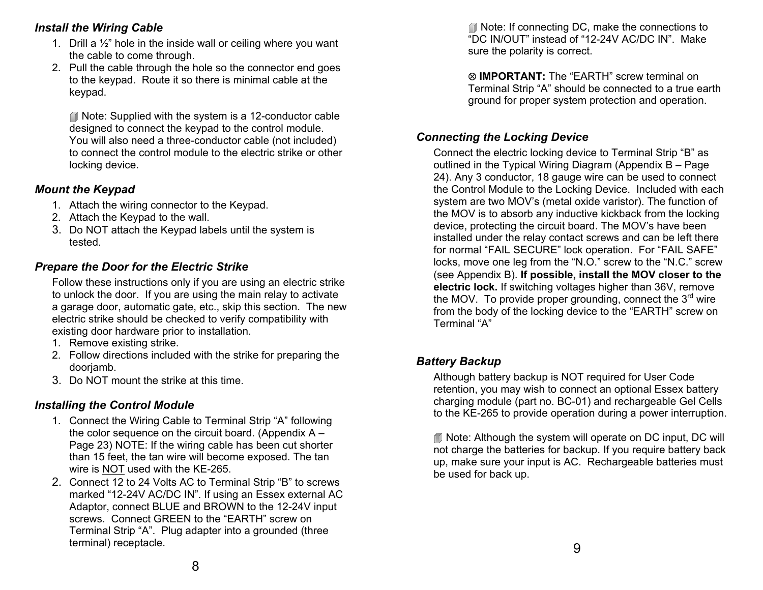### *Install the Wiring Cable*

1. Drill a ½" hole in the inside wall or ceiling where you want the cable to come through.
2. Pull the cable through the hole so the connector end goes to the keypad. Route it so there is minimal cable at the keypad.

   🗐 Note: Supplied with the system is a 12-conductor cable designed to connect the keypad to the control module. You will also need a three-conductor cable (not included) to connect the control module to the electric strike or other locking device.

### *Mount the Keypad*

1. Attach the wiring connector to the Keypad.
2. Attach the Keypad to the wall.
3. Do NOT attach the Keypad labels until the system is tested.

### *Prepare the Door for the Electric Strike*

Follow these instructions only if you are using an electric strike to unlock the door. If you are using the main relay to activate a garage door, automatic gate, etc., skip this section. The new electric strike should be checked to verify compatibility with existing door hardware prior to installation.

1. Remove existing strike.
2. Follow directions included with the strike for preparing the doorjamb.
3. Do NOT mount the strike at this time.

### *Installing the Control Module*

1. Connect the Wiring Cable to Terminal Strip "A" following the color sequence on the circuit board. (Appendix A – Page 23) NOTE: If the wiring cable has been cut shorter than 15 feet, the tan wire will become exposed. The tan wire is <u>NOT</u> used with the KE-265.
2. Connect 12 to 24 Volts AC to Terminal Strip "B" to screws marked "12-24V AC/DC IN". If using an Essex external AC Adaptor, connect BLUE and BROWN to the 12-24V input screws. Connect GREEN to the "EARTH" screw on Terminal Strip "A". Plug adapter into a grounded (three terminal) receptacle.

   🗐 Note: If connecting DC, make the connections to "DC IN/OUT" instead of "12-24V AC/DC IN". Make sure the polarity is correct.

   ⊗ **IMPORTANT:** The "EARTH" screw terminal on Terminal Strip "A" should be connected to a true earth ground for proper system protection and operation.

### *Connecting the Locking Device*

Connect the electric locking device to Terminal Strip "B" as outlined in the Typical Wiring Diagram (Appendix B – Page 24). Any 3 conductor, 18 gauge wire can be used to connect the Control Module to the Locking Device. Included with each system are two MOV's (metal oxide varistor). The function of the MOV is to absorb any inductive kickback from the locking device, protecting the circuit board. The MOV's have been installed under the relay contact screws and can be left there for normal "FAIL SECURE" lock operation. For "FAIL SAFE" locks, move one leg from the "N.O." screw to the "N.C." screw (see Appendix B). **If possible, install the MOV closer to the electric lock.** If switching voltages higher than 36V, remove the MOV. To provide proper grounding, connect the 3rd wire from the body of the locking device to the "EARTH" screw on Terminal "A"

### *Battery Backup*

Although battery backup is NOT required for User Code retention, you may wish to connect an optional Essex battery charging module (part no. BC-01) and rechargeable Gel Cells to the KE-265 to provide operation during a power interruption.

🗐 Note: Although the system will operate on DC input, DC will not charge the batteries for backup. If you require battery back up, make sure your input is AC. Rechargeable batteries must be used for back up.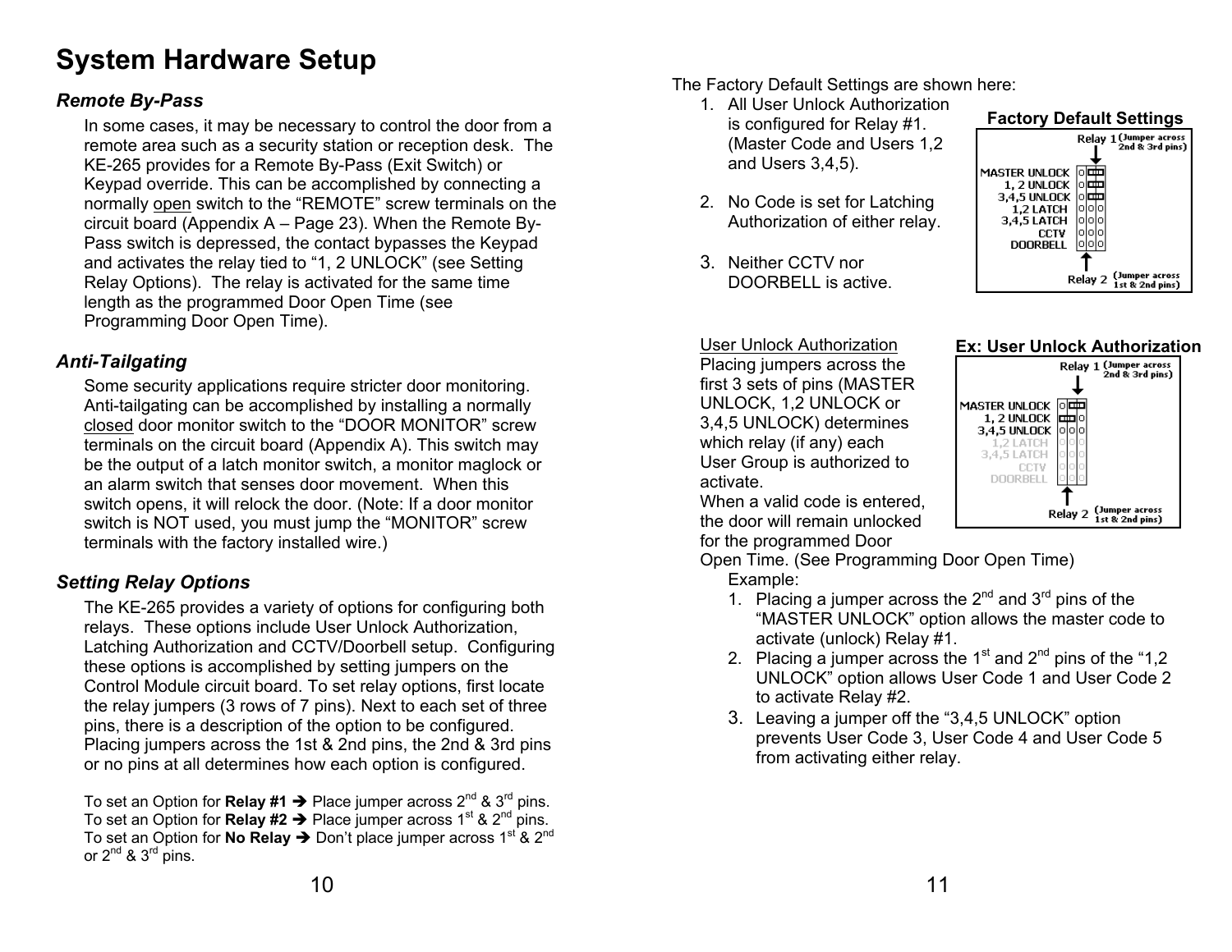# System Hardware Setup

### *Remote By-Pass*

In some cases, it may be necessary to control the door from a remote area such as a security station or reception desk. The KE-265 provides for a Remote By-Pass (Exit Switch) or Keypad override. This can be accomplished by connecting a normally open switch to the "REMOTE" screw terminals on the circuit board (Appendix A – Page 23). When the Remote By-Pass switch is depressed, the contact bypasses the Keypad and activates the relay tied to "1, 2 UNLOCK" (see Setting Relay Options). The relay is activated for the same time length as the programmed Door Open Time (see Programming Door Open Time).

### *Anti-Tailgating*

Some security applications require stricter door monitoring. Anti-tailgating can be accomplished by installing a normally closed door monitor switch to the "DOOR MONITOR" screw terminals on the circuit board (Appendix A). This switch may be the output of a latch monitor switch, a monitor maglock or an alarm switch that senses door movement. When this switch opens, it will relock the door. (Note: If a door monitor switch is NOT used, you must jump the "MONITOR" screw terminals with the factory installed wire.)

### *Setting Relay Options*

The KE-265 provides a variety of options for configuring both relays. These options include User Unlock Authorization, Latching Authorization and CCTV/Doorbell setup. Configuring these options is accomplished by setting jumpers on the Control Module circuit board. To set relay options, first locate the relay jumpers (3 rows of 7 pins). Next to each set of three pins, there is a description of the option to be configured. Placing jumpers across the 1st & 2nd pins, the 2nd & 3rd pins or no pins at all determines how each option is configured.

To set an Option for **Relay #1** ➔ Place jumper across 2nd & 3rd pins.
To set an Option for **Relay #2** ➔ Place jumper across 1st & 2nd pins.
To set an Option for **No Relay** ➔ Don't place jumper across 1st & 2nd or 2nd & 3rd pins.

The Factory Default Settings are shown here:

1. All User Unlock Authorization is configured for Relay #1. (Master Code and Users 1,2 and Users 3,4,5).
2. No Code is set for Latching Authorization of either relay.
3. Neither CCTV nor DOORBELL is active.

**Factory Default Settings**

Relay 1 (Jumper across 2nd & 3rd pins)

MASTER UNLOCK
1, 2 UNLOCK
3,4,5 UNLOCK
1,2 LATCH
3,4,5 LATCH
CCTV
DOORBELL

Relay 2 (Jumper across 1st & 2nd pins)

User Unlock Authorization
Placing jumpers across the first 3 sets of pins (MASTER UNLOCK, 1,2 UNLOCK or 3,4,5 UNLOCK) determines which relay (if any) each User Group is authorized to activate.
When a valid code is entered, the door will remain unlocked for the programmed Door Open Time. (See Programming Door Open Time)

**Ex: User Unlock Authorization**

Relay 1 (Jumper across 2nd & 3rd pins)

MASTER UNLOCK
1, 2 UNLOCK
3,4,5 UNLOCK
1,2 LATCH
3,4,5 LATCH
CCTV
DOORBELL

Relay 2 (Jumper across 1st & 2nd pins)

Example:

1. Placing a jumper across the 2nd and 3rd pins of the "MASTER UNLOCK" option allows the master code to activate (unlock) Relay #1.
2. Placing a jumper across the 1st and 2nd pins of the "1,2 UNLOCK" option allows User Code 1 and User Code 2 to activate Relay #2.
3. Leaving a jumper off the "3,4,5 UNLOCK" option prevents User Code 3, User Code 4 and User Code 5 from activating either relay.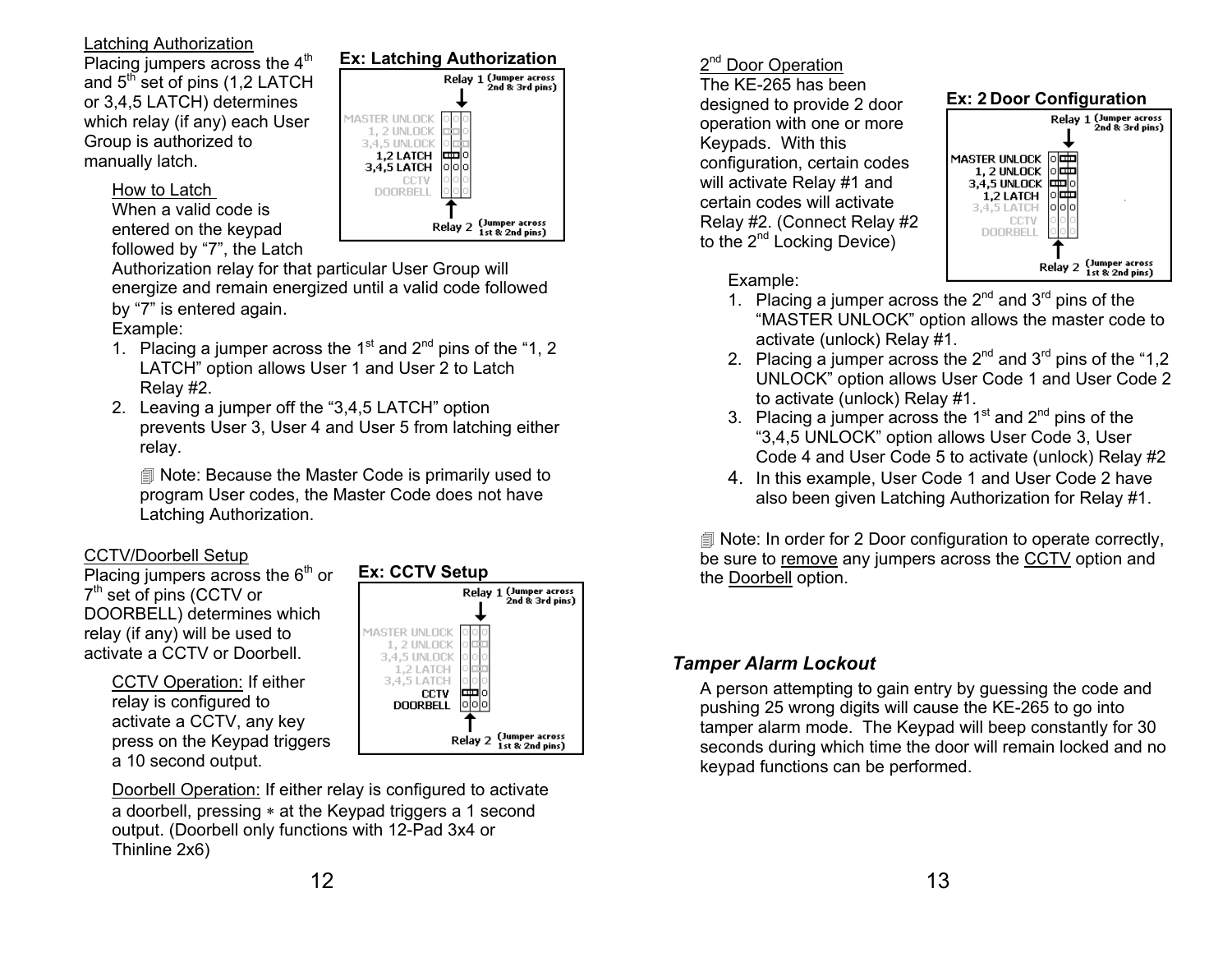Latching Authorization

Placing jumpers across the 4th and 5th set of pins (1,2 LATCH or 3,4,5 LATCH) determines which relay (if any) each User Group is authorized to manually latch.

**Ex: Latching Authorization**

How to Latch

When a valid code is entered on the keypad followed by “7”, the Latch Authorization relay for that particular User Group will energize and remain energized until a valid code followed by “7” is entered again.

Example:

1. Placing a jumper across the 1st and 2nd pins of the “1, 2 LATCH” option allows User 1 and User 2 to Latch Relay #2.
2. Leaving a jumper off the “3,4,5 LATCH” option prevents User 3, User 4 and User 5 from latching either relay.

🗐 Note: Because the Master Code is primarily used to program User codes, the Master Code does not have Latching Authorization.

CCTV/Doorbell Setup

Placing jumpers across the 6th or 7th set of pins (CCTV or DOORBELL) determines which relay (if any) will be used to activate a CCTV or Doorbell.

**Ex: CCTV Setup**

CCTV Operation: If either relay is configured to activate a CCTV, any key press on the Keypad triggers a 10 second output.

Doorbell Operation: If either relay is configured to activate a doorbell, pressing ∗ at the Keypad triggers a 1 second output. (Doorbell only functions with 12-Pad 3x4 or Thinline 2x6)

2nd Door Operation

The KE-265 has been designed to provide 2 door operation with one or more Keypads. With this configuration, certain codes will activate Relay #1 and certain codes will activate Relay #2. (Connect Relay #2 to the 2nd Locking Device)

**Ex: 2 Door Configuration**

Example:

1. Placing a jumper across the 2nd and 3rd pins of the “MASTER UNLOCK” option allows the master code to activate (unlock) Relay #1.
2. Placing a jumper across the 2nd and 3rd pins of the “1,2 UNLOCK” option allows User Code 1 and User Code 2 to activate (unlock) Relay #1.
3. Placing a jumper across the 1st and 2nd pins of the “3,4,5 UNLOCK” option allows User Code 3, User Code 4 and User Code 5 to activate (unlock) Relay #2
4. In this example, User Code 1 and User Code 2 have also been given Latching Authorization for Relay #1.

🗐 Note: In order for 2 Door configuration to operate correctly, be sure to remove any jumpers across the CCTV option and the Doorbell option.

### *Tamper Alarm Lockout*

A person attempting to gain entry by guessing the code and pushing 25 wrong digits will cause the KE-265 to go into tamper alarm mode. The Keypad will beep constantly for 30 seconds during which time the door will remain locked and no keypad functions can be performed.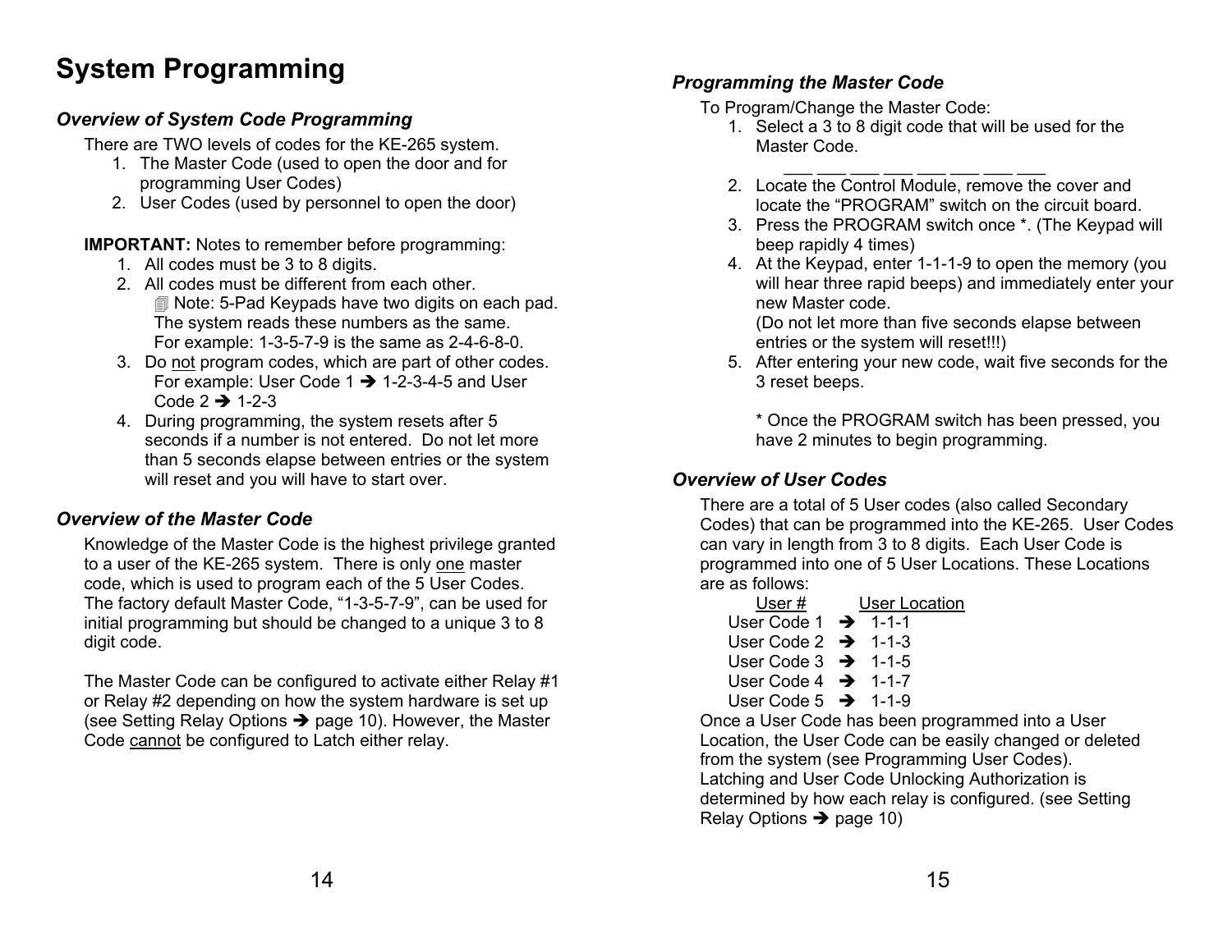# System Programming

### *Overview of System Code Programming*

There are TWO levels of codes for the KE-265 system.

1. The Master Code (used to open the door and for programming User Codes)
2. User Codes (used by personnel to open the door)

**IMPORTANT:** Notes to remember before programming:

1. All codes must be 3 to 8 digits.
2. All codes must be different from each other.
   🗐 Note: 5-Pad Keypads have two digits on each pad. The system reads these numbers as the same. For example: 1-3-5-7-9 is the same as 2-4-6-8-0.
3. Do not program codes, which are part of other codes. For example: User Code 1 ➔ 1-2-3-4-5 and User Code 2 ➔ 1-2-3
4. During programming, the system resets after 5 seconds if a number is not entered. Do not let more than 5 seconds elapse between entries or the system will reset and you will have to start over.

### *Overview of the Master Code*

Knowledge of the Master Code is the highest privilege granted to a user of the KE-265 system. There is only one master code, which is used to program each of the 5 User Codes. The factory default Master Code, "1-3-5-7-9", can be used for initial programming but should be changed to a unique 3 to 8 digit code.

The Master Code can be configured to activate either Relay #1 or Relay #2 depending on how the system hardware is set up (see Setting Relay Options ➔ page 10). However, the Master Code cannot be configured to Latch either relay.

### *Programming the Master Code*

To Program/Change the Master Code:

1. Select a 3 to 8 digit code that will be used for the Master Code.
   ___ ___ ___ ___ ___ ___ ___ ___
2. Locate the Control Module, remove the cover and locate the "PROGRAM" switch on the circuit board.
3. Press the PROGRAM switch once *. (The Keypad will beep rapidly 4 times)
4. At the Keypad, enter 1-1-1-9 to open the memory (you will hear three rapid beeps) and immediately enter your new Master code.
   (Do not let more than five seconds elapse between entries or the system will reset!!!)
5. After entering your new code, wait five seconds for the 3 reset beeps.

   * Once the PROGRAM switch has been pressed, you have 2 minutes to begin programming.

### *Overview of User Codes*

There are a total of 5 User codes (also called Secondary Codes) that can be programmed into the KE-265. User Codes can vary in length from 3 to 8 digits. Each User Code is programmed into one of 5 User Locations. These Locations are as follows:

| User # | | User Location |
|---|---|---|
| User Code 1 | ➔ | 1-1-1 |
| User Code 2 | ➔ | 1-1-3 |
| User Code 3 | ➔ | 1-1-5 |
| User Code 4 | ➔ | 1-1-7 |
| User Code 5 | ➔ | 1-1-9 |

Once a User Code has been programmed into a User Location, the User Code can be easily changed or deleted from the system (see Programming User Codes).
Latching and User Code Unlocking Authorization is determined by how each relay is configured. (see Setting Relay Options ➔ page 10)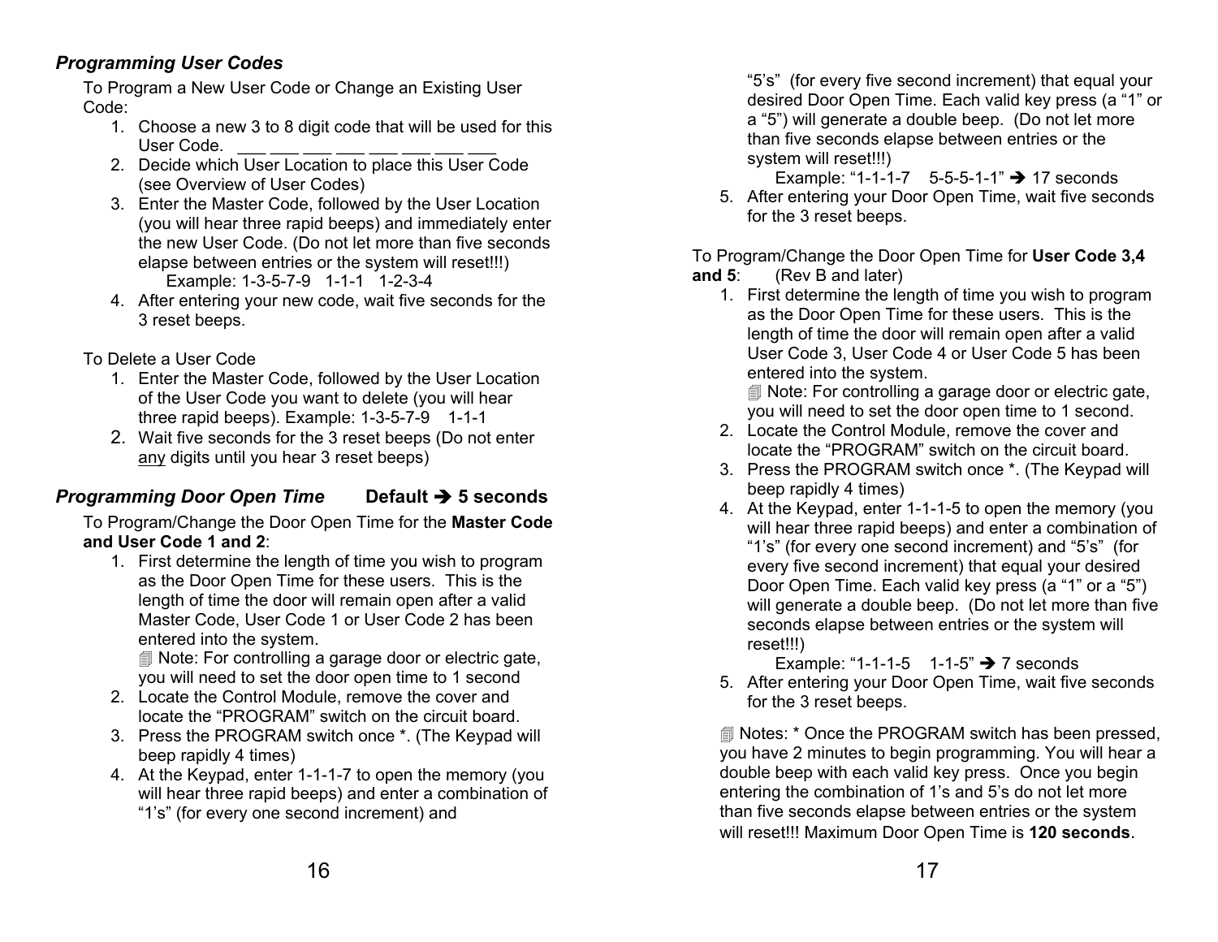### *Programming User Codes*

To Program a New User Code or Change an Existing User Code:

1. Choose a new 3 to 8 digit code that will be used for this User Code. \_\_\_ \_\_\_ \_\_\_ \_\_\_ \_\_\_ \_\_\_ \_\_\_ \_\_\_
2. Decide which User Location to place this User Code (see Overview of User Codes)
3. Enter the Master Code, followed by the User Location (you will hear three rapid beeps) and immediately enter the new User Code. (Do not let more than five seconds elapse between entries or the system will reset!!!)
   Example: 1-3-5-7-9 1-1-1 1-2-3-4
4. After entering your new code, wait five seconds for the 3 reset beeps.

To Delete a User Code

1. Enter the Master Code, followed by the User Location of the User Code you want to delete (you will hear three rapid beeps). Example: 1-3-5-7-9 1-1-1
2. Wait five seconds for the 3 reset beeps (Do not enter <u>any</u> digits until you hear 3 reset beeps)

### *Programming Door Open Time* **Default ➔ 5 seconds**

To Program/Change the Door Open Time for the **Master Code and User Code 1 and 2**:

1. First determine the length of time you wish to program as the Door Open Time for these users. This is the length of time the door will remain open after a valid Master Code, User Code 1 or User Code 2 has been entered into the system.
   Note: For controlling a garage door or electric gate, you will need to set the door open time to 1 second
2. Locate the Control Module, remove the cover and locate the "PROGRAM" switch on the circuit board.
3. Press the PROGRAM switch once *. (The Keypad will beep rapidly 4 times)
4. At the Keypad, enter 1-1-1-7 to open the memory (you will hear three rapid beeps) and enter a combination of "1's" (for every one second increment) and "5's" (for every five second increment) that equal your desired Door Open Time. Each valid key press (a "1" or a "5") will generate a double beep. (Do not let more than five seconds elapse between entries or the system will reset!!!)
   Example: "1-1-1-7 5-5-5-1-1" ➔ 17 seconds
5. After entering your Door Open Time, wait five seconds for the 3 reset beeps.

To Program/Change the Door Open Time for **User Code 3,4 and 5**: (Rev B and later)

1. First determine the length of time you wish to program as the Door Open Time for these users. This is the length of time the door will remain open after a valid User Code 3, User Code 4 or User Code 5 has been entered into the system.
   Note: For controlling a garage door or electric gate, you will need to set the door open time to 1 second.
2. Locate the Control Module, remove the cover and locate the "PROGRAM" switch on the circuit board.
3. Press the PROGRAM switch once *. (The Keypad will beep rapidly 4 times)
4. At the Keypad, enter 1-1-1-5 to open the memory (you will hear three rapid beeps) and enter a combination of "1's" (for every one second increment) and "5's" (for every five second increment) that equal your desired Door Open Time. Each valid key press (a "1" or a "5") will generate a double beep. (Do not let more than five seconds elapse between entries or the system will reset!!!)
   Example: "1-1-1-5 1-1-5" ➔ 7 seconds
5. After entering your Door Open Time, wait five seconds for the 3 reset beeps.

Notes: * Once the PROGRAM switch has been pressed, you have 2 minutes to begin programming. You will hear a double beep with each valid key press. Once you begin entering the combination of 1's and 5's do not let more than five seconds elapse between entries or the system will reset!!! Maximum Door Open Time is **120 seconds**.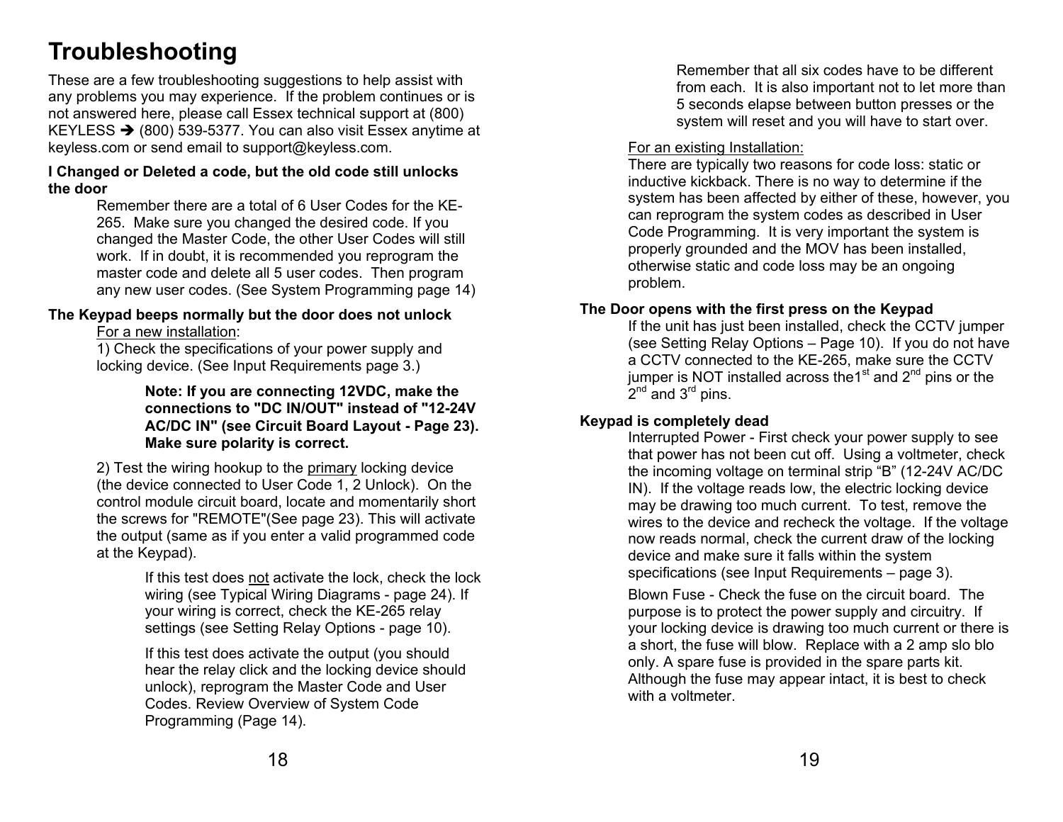# Troubleshooting

These are a few troubleshooting suggestions to help assist with any problems you may experience. If the problem continues or is not answered here, please call Essex technical support at (800) KEYLESS ➔ (800) 539-5377. You can also visit Essex anytime at keyless.com or send email to support@keyless.com.

**I Changed or Deleted a code, but the old code still unlocks the door**

Remember there are a total of 6 User Codes for the KE-265. Make sure you changed the desired code. If you changed the Master Code, the other User Codes will still work. If in doubt, it is recommended you reprogram the master code and delete all 5 user codes. Then program any new user codes. (See System Programming page 14)

**The Keypad beeps normally but the door does not unlock**

For a new installation:

1) Check the specifications of your power supply and locking device. (See Input Requirements page 3.)

> **Note: If you are connecting 12VDC, make the connections to "DC IN/OUT" instead of "12-24V AC/DC IN" (see Circuit Board Layout - Page 23). Make sure polarity is correct.**

2) Test the wiring hookup to the primary locking device (the device connected to User Code 1, 2 Unlock). On the control module circuit board, locate and momentarily short the screws for "REMOTE"(See page 23). This will activate the output (same as if you enter a valid programmed code at the Keypad).

> If this test does not activate the lock, check the lock wiring (see Typical Wiring Diagrams - page 24). If your wiring is correct, check the KE-265 relay settings (see Setting Relay Options - page 10).
>
> If this test does activate the output (you should hear the relay click and the locking device should unlock), reprogram the Master Code and User Codes. Review Overview of System Code Programming (Page 14).
>
> Remember that all six codes have to be different from each. It is also important not to let more than 5 seconds elapse between button presses or the system will reset and you will have to start over.

For an existing Installation:

There are typically two reasons for code loss: static or inductive kickback. There is no way to determine if the system has been affected by either of these, however, you can reprogram the system codes as described in User Code Programming. It is very important the system is properly grounded and the MOV has been installed, otherwise static and code loss may be an ongoing problem.

**The Door opens with the first press on the Keypad**

If the unit has just been installed, check the CCTV jumper (see Setting Relay Options – Page 10). If you do not have a CCTV connected to the KE-265, make sure the CCTV jumper is NOT installed across the1st and 2nd pins or the 2nd and 3rd pins.

**Keypad is completely dead**

Interrupted Power - First check your power supply to see that power has not been cut off. Using a voltmeter, check the incoming voltage on terminal strip “B” (12-24V AC/DC IN). If the voltage reads low, the electric locking device may be drawing too much current. To test, remove the wires to the device and recheck the voltage. If the voltage now reads normal, check the current draw of the locking device and make sure it falls within the system specifications (see Input Requirements – page 3).

Blown Fuse - Check the fuse on the circuit board. The purpose is to protect the power supply and circuitry. If your locking device is drawing too much current or there is a short, the fuse will blow. Replace with a 2 amp slo blo only. A spare fuse is provided in the spare parts kit. Although the fuse may appear intact, it is best to check with a voltmeter.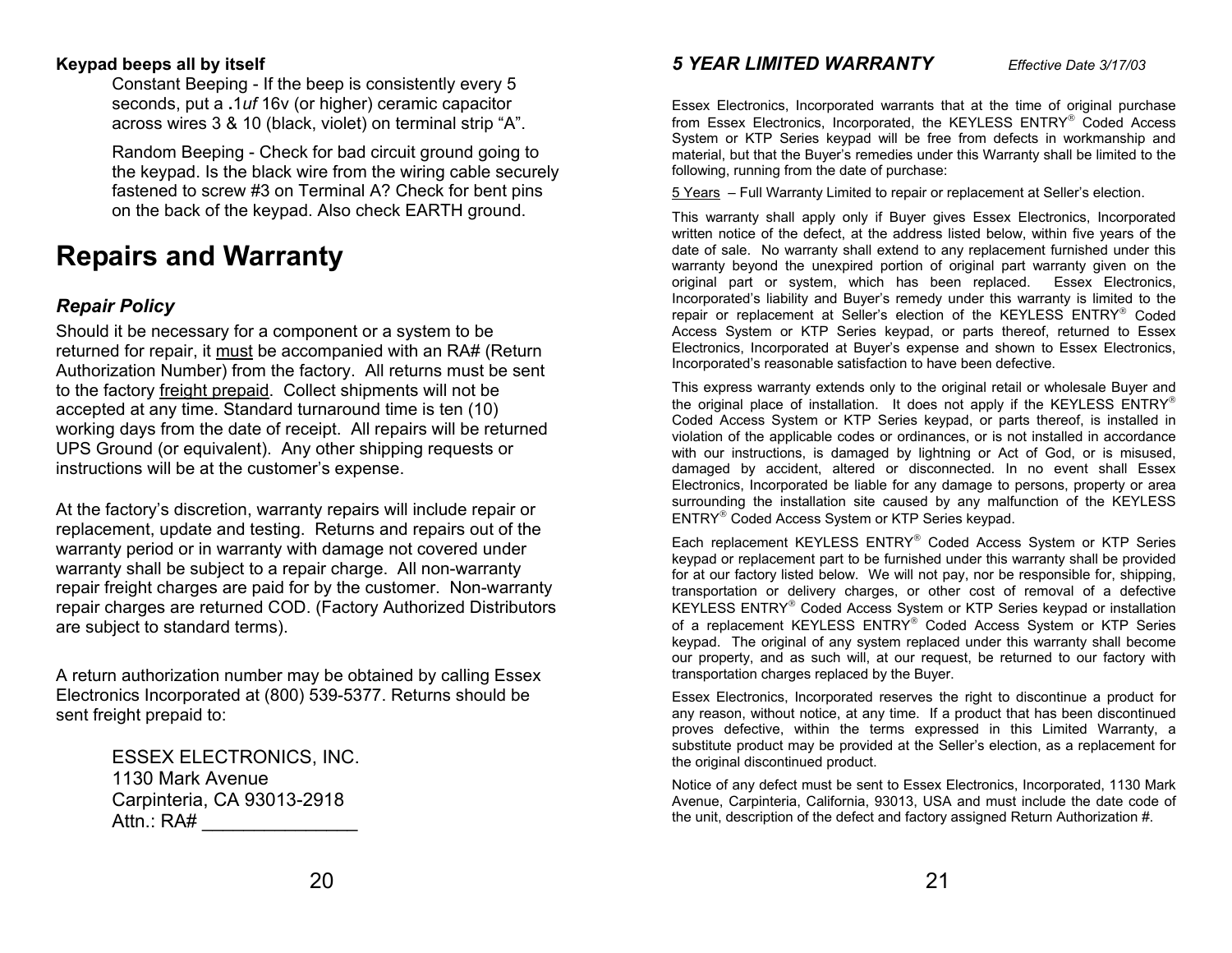**Keypad beeps all by itself**

Constant Beeping - If the beep is consistently every 5 seconds, put a **.**1*uf* 16v (or higher) ceramic capacitor across wires 3 & 10 (black, violet) on terminal strip "A".

Random Beeping - Check for bad circuit ground going to the keypad. Is the black wire from the wiring cable securely fastened to screw #3 on Terminal A? Check for bent pins on the back of the keypad. Also check EARTH ground.

# Repairs and Warranty

## *Repair Policy*

Should it be necessary for a component or a system to be returned for repair, it <u>must</u> be accompanied with an RA# (Return Authorization Number) from the factory. All returns must be sent to the factory <u>freight prepaid</u>. Collect shipments will not be accepted at any time. Standard turnaround time is ten (10) working days from the date of receipt. All repairs will be returned UPS Ground (or equivalent). Any other shipping requests or instructions will be at the customer's expense.

At the factory's discretion, warranty repairs will include repair or replacement, update and testing. Returns and repairs out of the warranty period or in warranty with damage not covered under warranty shall be subject to a repair charge. All non-warranty repair freight charges are paid for by the customer. Non-warranty repair charges are returned COD. (Factory Authorized Distributors are subject to standard terms).

A return authorization number may be obtained by calling Essex Electronics Incorporated at (800) 539-5377. Returns should be sent freight prepaid to:

ESSEX ELECTRONICS, INC.
1130 Mark Avenue
Carpinteria, CA 93013-2918
Attn.: RA# _______________

## *5 YEAR LIMITED WARRANTY*

*Effective Date 3/17/03*

Essex Electronics, Incorporated warrants that at the time of original purchase from Essex Electronics, Incorporated, the KEYLESS ENTRY® Coded Access System or KTP Series keypad will be free from defects in workmanship and material, but that the Buyer's remedies under this Warranty shall be limited to the following, running from the date of purchase:

<u>5 Years</u> – Full Warranty Limited to repair or replacement at Seller's election.

This warranty shall apply only if Buyer gives Essex Electronics, Incorporated written notice of the defect, at the address listed below, within five years of the date of sale. No warranty shall extend to any replacement furnished under this warranty beyond the unexpired portion of original part warranty given on the original part or system, which has been replaced. Essex Electronics, Incorporated's liability and Buyer's remedy under this warranty is limited to the repair or replacement at Seller's election of the KEYLESS ENTRY® Coded Access System or KTP Series keypad, or parts thereof, returned to Essex Electronics, Incorporated at Buyer's expense and shown to Essex Electronics, Incorporated's reasonable satisfaction to have been defective.

This express warranty extends only to the original retail or wholesale Buyer and the original place of installation. It does not apply if the KEYLESS ENTRY® Coded Access System or KTP Series keypad, or parts thereof, is installed in violation of the applicable codes or ordinances, or is not installed in accordance with our instructions, is damaged by lightning or Act of God, or is misused, damaged by accident, altered or disconnected. In no event shall Essex Electronics, Incorporated be liable for any damage to persons, property or area surrounding the installation site caused by any malfunction of the KEYLESS ENTRY® Coded Access System or KTP Series keypad.

Each replacement KEYLESS ENTRY® Coded Access System or KTP Series keypad or replacement part to be furnished under this warranty shall be provided for at our factory listed below. We will not pay, nor be responsible for, shipping, transportation or delivery charges, or other cost of removal of a defective KEYLESS ENTRY® Coded Access System or KTP Series keypad or installation of a replacement KEYLESS ENTRY® Coded Access System or KTP Series keypad. The original of any system replaced under this warranty shall become our property, and as such will, at our request, be returned to our factory with transportation charges replaced by the Buyer.

Essex Electronics, Incorporated reserves the right to discontinue a product for any reason, without notice, at any time. If a product that has been discontinued proves defective, within the terms expressed in this Limited Warranty, a substitute product may be provided at the Seller's election, as a replacement for the original discontinued product.

Notice of any defect must be sent to Essex Electronics, Incorporated, 1130 Mark Avenue, Carpinteria, California, 93013, USA and must include the date code of the unit, description of the defect and factory assigned Return Authorization #.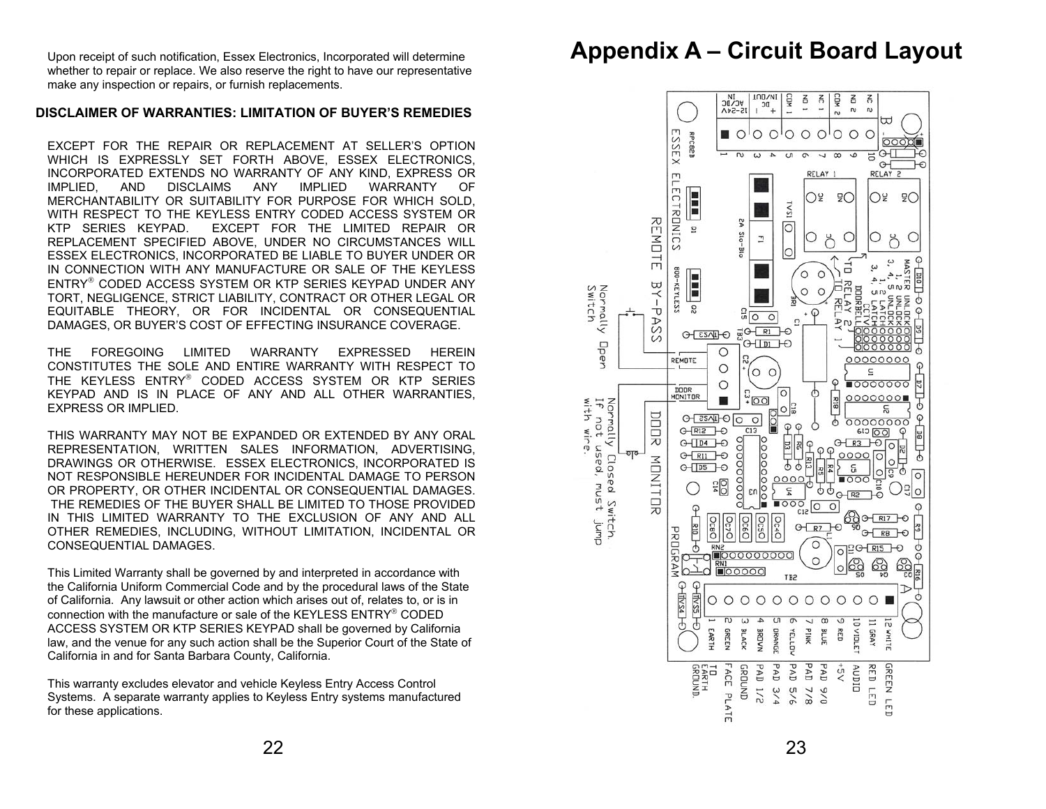Upon receipt of such notification, Essex Electronics, Incorporated will determine whether to repair or replace. We also reserve the right to have our representative make any inspection or repairs, or furnish replacements.

**DISCLAIMER OF WARRANTIES: LIMITATION OF BUYER'S REMEDIES**

EXCEPT FOR THE REPAIR OR REPLACEMENT AT SELLER'S OPTION WHICH IS EXPRESSLY SET FORTH ABOVE, ESSEX ELECTRONICS, INCORPORATED EXTENDS NO WARRANTY OF ANY KIND, EXPRESS OR IMPLIED, AND DISCLAIMS ANY IMPLIED WARRANTY OF MERCHANTABILITY OR SUITABILITY FOR PURPOSE FOR WHICH SOLD, WITH RESPECT TO THE KEYLESS ENTRY CODED ACCESS SYSTEM OR KTP SERIES KEYPAD. EXCEPT FOR THE LIMITED REPAIR OR REPLACEMENT SPECIFIED ABOVE, UNDER NO CIRCUMSTANCES WILL ESSEX ELECTRONICS, INCORPORATED BE LIABLE TO BUYER UNDER OR IN CONNECTION WITH ANY MANUFACTURE OR SALE OF THE KEYLESS ENTRY® CODED ACCESS SYSTEM OR KTP SERIES KEYPAD UNDER ANY TORT, NEGLIGENCE, STRICT LIABILITY, CONTRACT OR OTHER LEGAL OR EQUITABLE THEORY, OR FOR INCIDENTAL OR CONSEQUENTIAL DAMAGES, OR BUYER'S COST OF EFFECTING INSURANCE COVERAGE.

THE FOREGOING LIMITED WARRANTY EXPRESSED HEREIN CONSTITUTES THE SOLE AND ENTIRE WARRANTY WITH RESPECT TO THE KEYLESS ENTRY® CODED ACCESS SYSTEM OR KTP SERIES KEYPAD AND IS IN PLACE OF ANY AND ALL OTHER WARRANTIES, EXPRESS OR IMPLIED.

THIS WARRANTY MAY NOT BE EXPANDED OR EXTENDED BY ANY ORAL REPRESENTATION, WRITTEN SALES INFORMATION, ADVERTISING, DRAWINGS OR OTHERWISE. ESSEX ELECTRONICS, INCORPORATED IS NOT RESPONSIBLE HEREUNDER FOR INCIDENTAL DAMAGE TO PERSON OR PROPERTY, OR OTHER INCIDENTAL OR CONSEQUENTIAL DAMAGES. THE REMEDIES OF THE BUYER SHALL BE LIMITED TO THOSE PROVIDED IN THIS LIMITED WARRANTY TO THE EXCLUSION OF ANY AND ALL OTHER REMEDIES, INCLUDING, WITHOUT LIMITATION, INCIDENTAL OR CONSEQUENTIAL DAMAGES.

This Limited Warranty shall be governed by and interpreted in accordance with the California Uniform Commercial Code and by the procedural laws of the State of California. Any lawsuit or other action which arises out of, relates to, or is in connection with the manufacture or sale of the KEYLESS ENTRY® CODED ACCESS SYSTEM OR KTP SERIES KEYPAD shall be governed by California law, and the venue for any such action shall be the Superior Court of the State of California in and for Santa Barbara County, California.

This warranty excludes elevator and vehicle Keyless Entry Access Control Systems. A separate warranty applies to Keyless Entry systems manufactured for these applications.

# Appendix A – Circuit Board Layout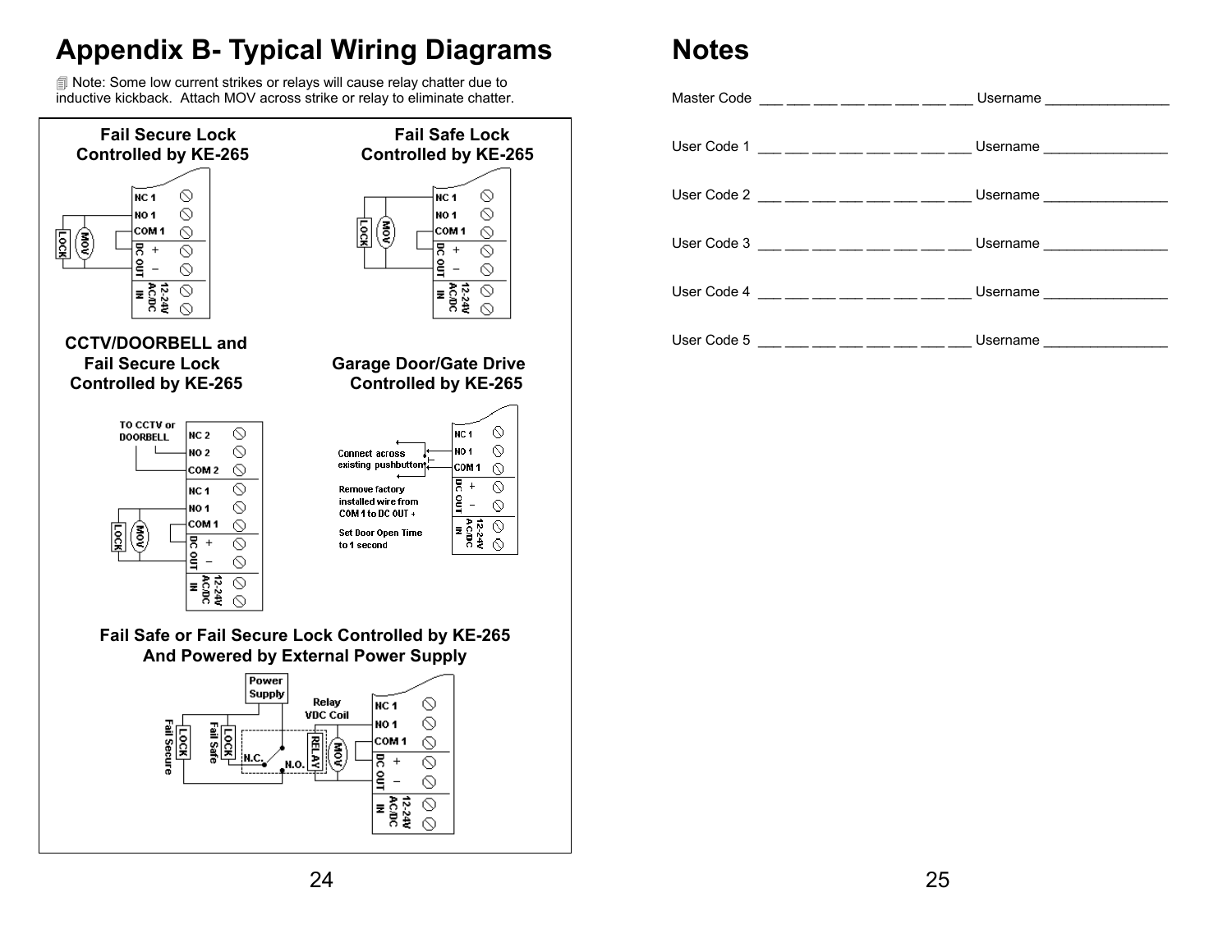# Appendix B- Typical Wiring Diagrams

Note: Some low current strikes or relays will cause relay chatter due to inductive kickback. Attach MOV across strike or relay to eliminate chatter.

**Fail Secure Lock Controlled by KE-265**

LOCK
MOV
NC 1
NO 1
COM 1
DC OUT +
−
12-24V AC/DC IN

**Fail Safe Lock Controlled by KE-265**

LOCK
MOV
NC 1
NO 1
COM 1
DC OUT +
−
12-24V AC/DC IN

**CCTV/DOORBELL and Fail Secure Lock Controlled by KE-265**

TO CCTV or DOORBELL
NC 2
NO 2
COM 2
LOCK
MOV
NC 1
NO 1
COM 1
DC OUT +
−
12-24V AC/DC IN

**Garage Door/Gate Drive Controlled by KE-265**

Connect across existing pushbutton
Remove factory installed wire from COM 1 to DC OUT +
Set Door Open Time to 1 second
NC 1
NO 1
COM 1
DC OUT +
−
12-24V AC/DC IN

**Fail Safe or Fail Secure Lock Controlled by KE-265 And Powered by External Power Supply**

Power Supply
Relay VDC Coil
Fail Secure
LOCK
Fail Safe
LOCK
N.C.
N.O.
RELAY
MOV
NC 1
NO 1
COM 1
DC OUT +
−
12-24V AC/DC IN

# Notes

Master Code ___ ___ ___ ___ ___ ___ ___ ___ Username ________________

User Code 1 ___ ___ ___ ___ ___ ___ ___ ___ Username ________________

User Code 2 ___ ___ ___ ___ ___ ___ ___ ___ Username ________________

User Code 3 ___ ___ ___ ___ ___ ___ ___ ___ Username ________________

User Code 4 ___ ___ ___ ___ ___ ___ ___ ___ Username ________________

User Code 5 ___ ___ ___ ___ ___ ___ ___ ___ Username ________________